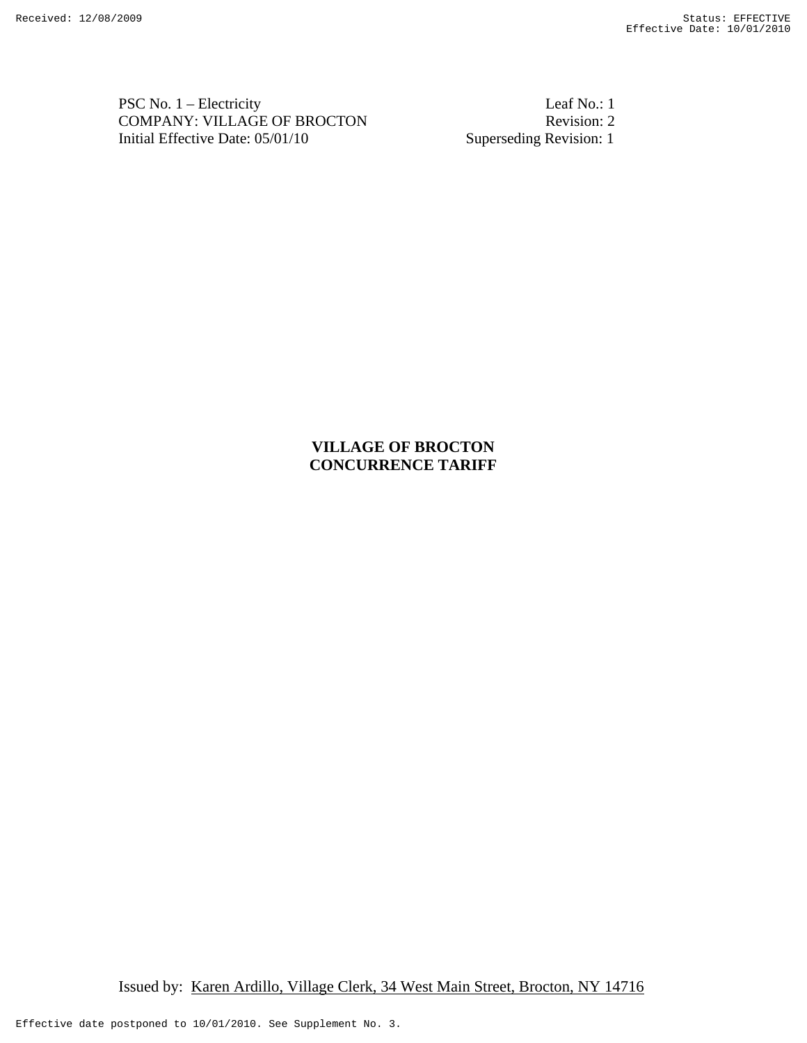PSC No. 1 – Electricity
COMPANY: VILLAGE OF BROCTON
Initial Effective Date: 05/01/10

Leaf No.: 1
Revision: 2
Superseding Revision: 1

**VILLAGE OF BROCTON**
**CONCURRENCE TARIFF**

Issued by: Karen Ardillo, Village Clerk, 34 West Main Street, Brocton, NY 14716

Effective date postponed to 10/01/2010. See Supplement No. 3.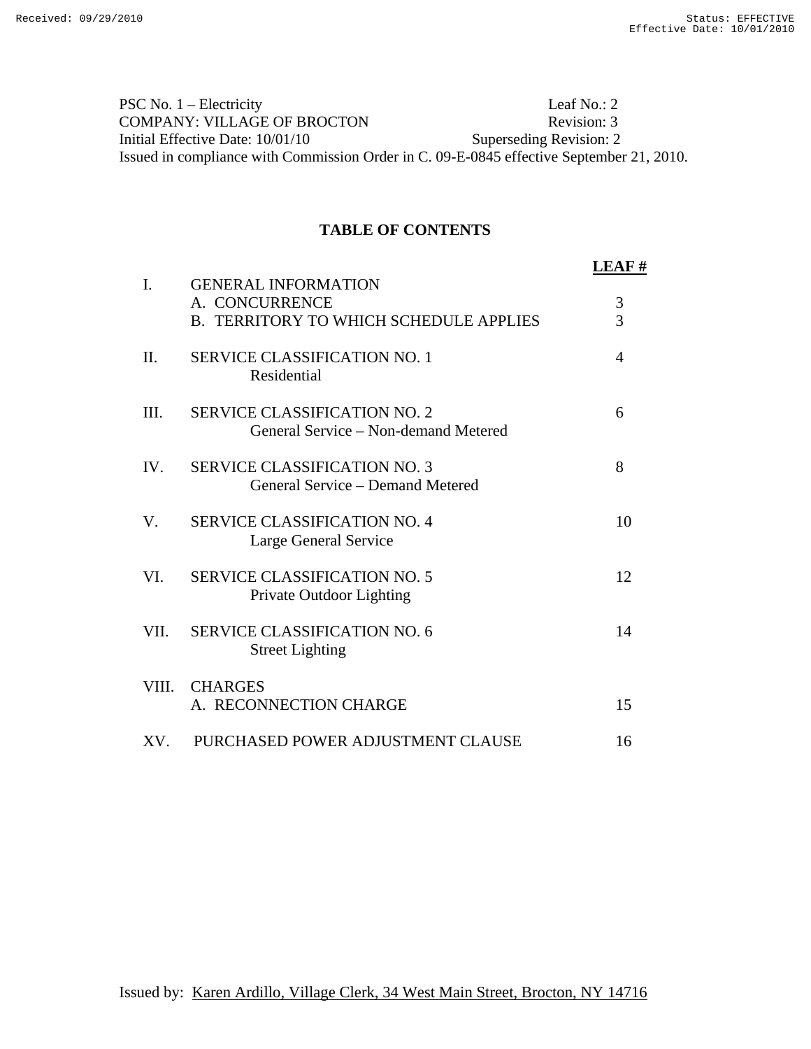Received: 09/29/2010 | Status: EFFECTIVE | Effective Date: 10/01/2010

PSC No. 1 – Electricity | Leaf No.: 2
COMPANY: VILLAGE OF BROCTON | Revision: 3
Initial Effective Date: 10/01/10 | Superseding Revision: 2
Issued in compliance with Commission Order in C. 09-E-0845 effective September 21, 2010.

## TABLE OF CONTENTS

| | | LEAF # |
|---|---|---|
| I. | GENERAL INFORMATION | |
| | A. CONCURRENCE | 3 |
| | B. TERRITORY TO WHICH SCHEDULE APPLIES | 3 |
| II. | SERVICE CLASSIFICATION NO. 1<br>Residential | 4 |
| III. | SERVICE CLASSIFICATION NO. 2<br>General Service – Non-demand Metered | 6 |
| IV. | SERVICE CLASSIFICATION NO. 3<br>General Service – Demand Metered | 8 |
| V. | SERVICE CLASSIFICATION NO. 4<br>Large General Service | 10 |
| VI. | SERVICE CLASSIFICATION NO. 5<br>Private Outdoor Lighting | 12 |
| VII. | SERVICE CLASSIFICATION NO. 6<br>Street Lighting | 14 |
| VIII. | CHARGES | |
| | A. RECONNECTION CHARGE | 15 |
| XV. | PURCHASED POWER ADJUSTMENT CLAUSE | 16 |

Issued by: Karen Ardillo, Village Clerk, 34 West Main Street, Brocton, NY 14716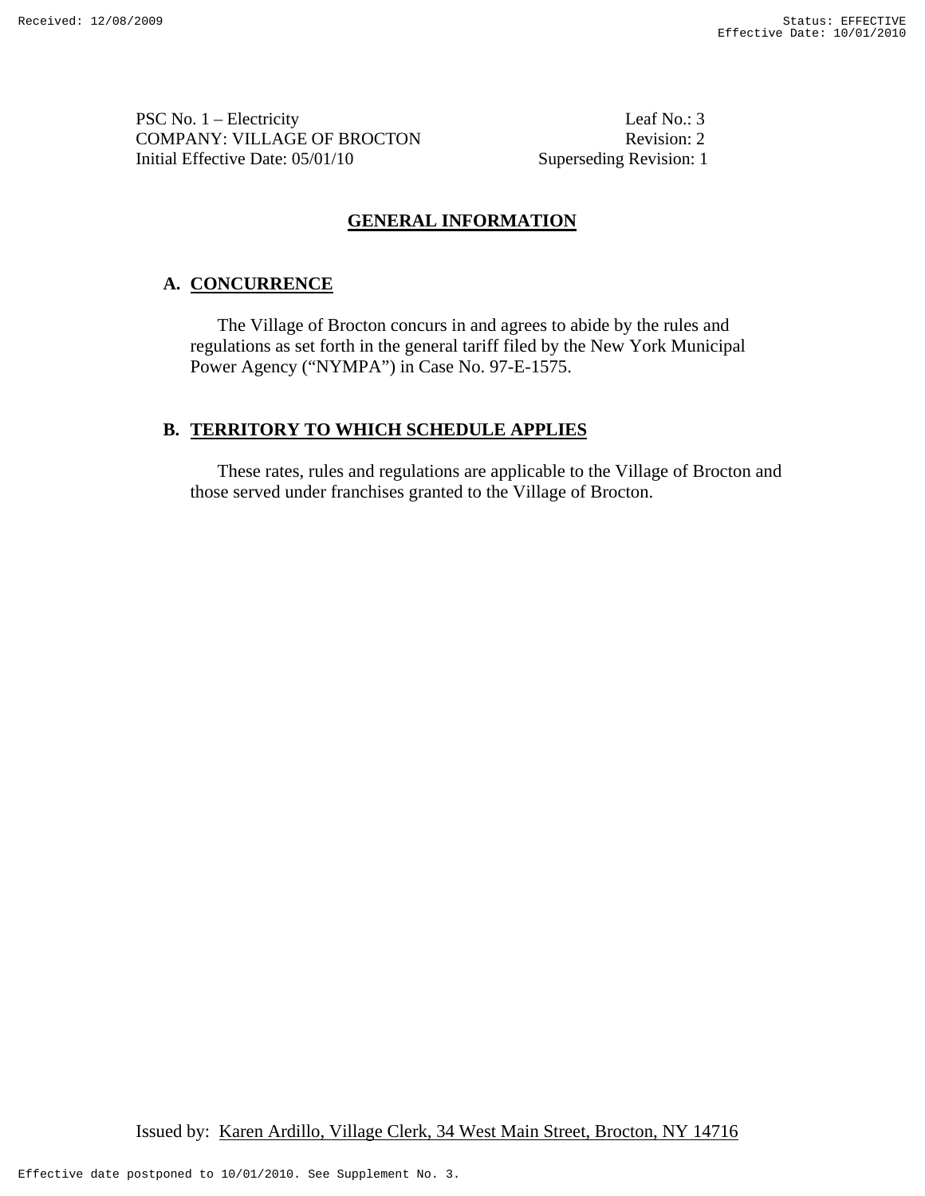PSC No. 1 – Electricity
COMPANY: VILLAGE OF BROCTON
Initial Effective Date: 05/01/10

Leaf No.: 3
Revision: 2
Superseding Revision: 1

## GENERAL INFORMATION

### A. CONCURRENCE

The Village of Brocton concurs in and agrees to abide by the rules and regulations as set forth in the general tariff filed by the New York Municipal Power Agency ("NYMPA") in Case No. 97-E-1575.

### B. TERRITORY TO WHICH SCHEDULE APPLIES

These rates, rules and regulations are applicable to the Village of Brocton and those served under franchises granted to the Village of Brocton.

Issued by: Karen Ardillo, Village Clerk, 34 West Main Street, Brocton, NY 14716

Effective date postponed to 10/01/2010. See Supplement No. 3.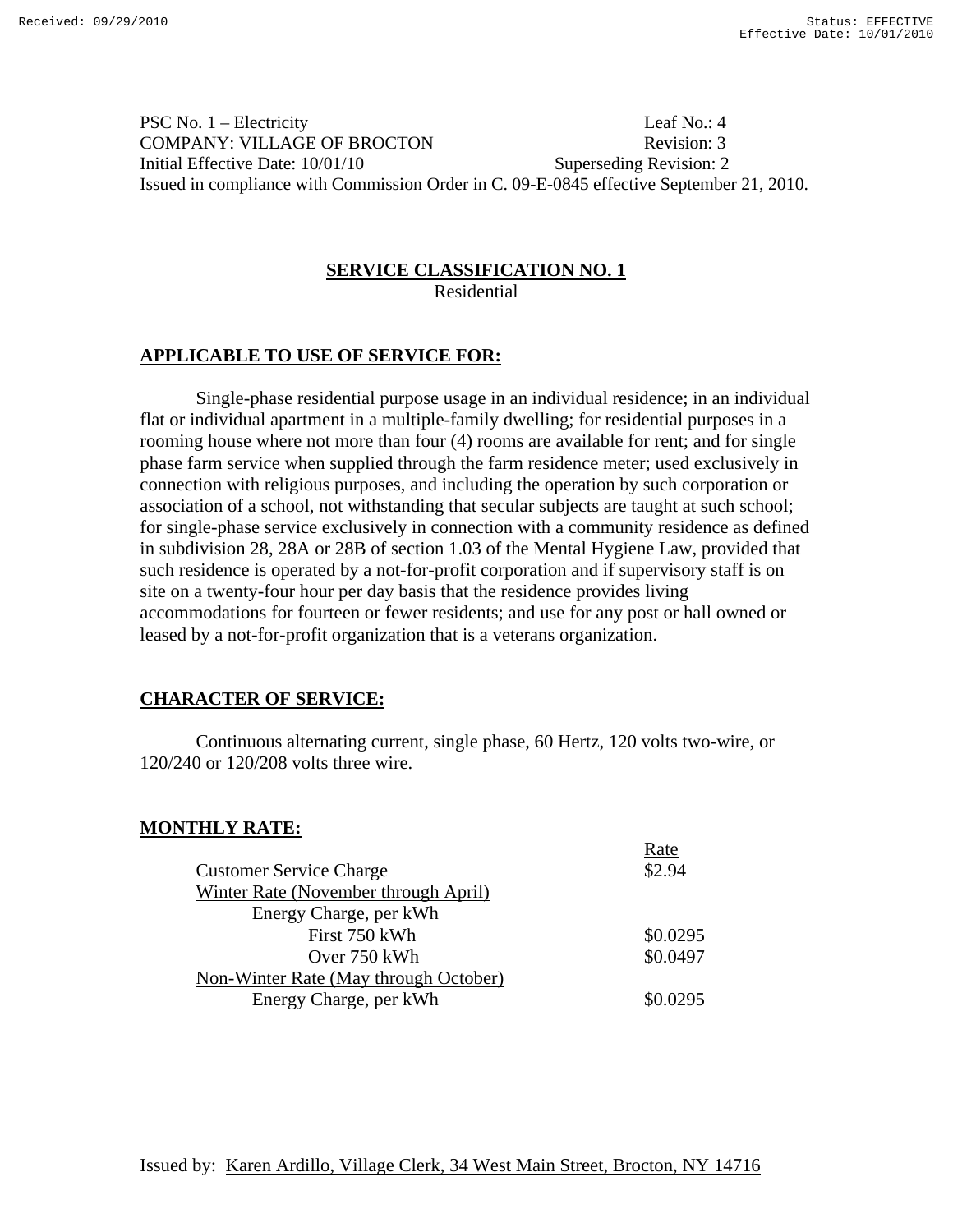PSC No. 1 – Electricity Leaf No.: 4
COMPANY: VILLAGE OF BROCTON Revision: 3
Initial Effective Date: 10/01/10 Superseding Revision: 2
Issued in compliance with Commission Order in C. 09-E-0845 effective September 21, 2010.

## SERVICE CLASSIFICATION NO. 1

Residential

### APPLICABLE TO USE OF SERVICE FOR:

Single-phase residential purpose usage in an individual residence; in an individual flat or individual apartment in a multiple-family dwelling; for residential purposes in a rooming house where not more than four (4) rooms are available for rent; and for single phase farm service when supplied through the farm residence meter; used exclusively in connection with religious purposes, and including the operation by such corporation or association of a school, not withstanding that secular subjects are taught at such school; for single-phase service exclusively in connection with a community residence as defined in subdivision 28, 28A or 28B of section 1.03 of the Mental Hygiene Law, provided that such residence is operated by a not-for-profit corporation and if supervisory staff is on site on a twenty-four hour per day basis that the residence provides living accommodations for fourteen or fewer residents; and use for any post or hall owned or leased by a not-for-profit organization that is a veterans organization.

### CHARACTER OF SERVICE:

Continuous alternating current, single phase, 60 Hertz, 120 volts two-wire, or 120/240 or 120/208 volts three wire.

### MONTHLY RATE:

| | Rate |
|---|---|
| Customer Service Charge | $2.94 |
| Winter Rate (November through April) | |
| Energy Charge, per kWh | |
| First 750 kWh | $0.0295 |
| Over 750 kWh | $0.0497 |
| Non-Winter Rate (May through October) | |
| Energy Charge, per kWh | $0.0295 |

Issued by: Karen Ardillo, Village Clerk, 34 West Main Street, Brocton, NY 14716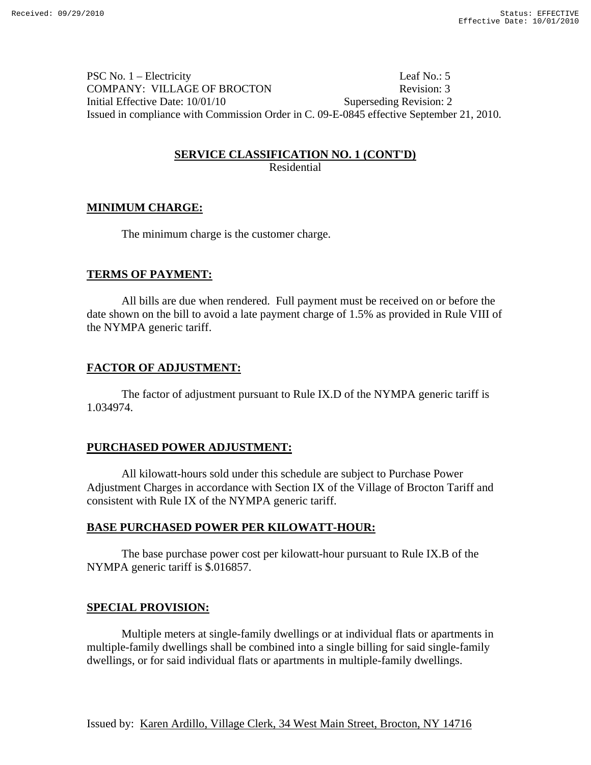PSC No. 1 – Electricity Leaf No.: 5
COMPANY: VILLAGE OF BROCTON Revision: 3
Initial Effective Date: 10/01/10 Superseding Revision: 2
Issued in compliance with Commission Order in C. 09-E-0845 effective September 21, 2010.

## SERVICE CLASSIFICATION NO. 1 (CONT'D)

Residential

### MINIMUM CHARGE:

The minimum charge is the customer charge.

### TERMS OF PAYMENT:

All bills are due when rendered. Full payment must be received on or before the date shown on the bill to avoid a late payment charge of 1.5% as provided in Rule VIII of the NYMPA generic tariff.

### FACTOR OF ADJUSTMENT:

The factor of adjustment pursuant to Rule IX.D of the NYMPA generic tariff is 1.034974.

### PURCHASED POWER ADJUSTMENT:

All kilowatt-hours sold under this schedule are subject to Purchase Power Adjustment Charges in accordance with Section IX of the Village of Brocton Tariff and consistent with Rule IX of the NYMPA generic tariff.

### BASE PURCHASED POWER PER KILOWATT-HOUR:

The base purchase power cost per kilowatt-hour pursuant to Rule IX.B of the NYMPA generic tariff is $.016857.

### SPECIAL PROVISION:

Multiple meters at single-family dwellings or at individual flats or apartments in multiple-family dwellings shall be combined into a single billing for said single-family dwellings, or for said individual flats or apartments in multiple-family dwellings.

Issued by: Karen Ardillo, Village Clerk, 34 West Main Street, Brocton, NY 14716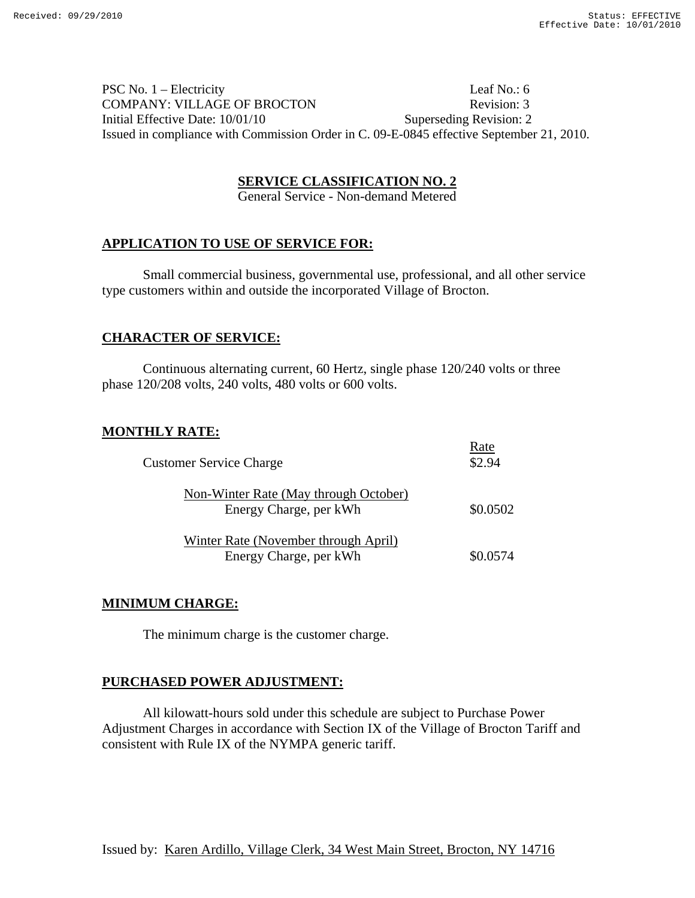PSC No. 1 – Electricity Leaf No.: 6
COMPANY: VILLAGE OF BROCTON Revision: 3
Initial Effective Date: 10/01/10 Superseding Revision: 2
Issued in compliance with Commission Order in C. 09-E-0845 effective September 21, 2010.

## SERVICE CLASSIFICATION NO. 2

General Service - Non-demand Metered

### APPLICATION TO USE OF SERVICE FOR:

Small commercial business, governmental use, professional, and all other service type customers within and outside the incorporated Village of Brocton.

### CHARACTER OF SERVICE:

Continuous alternating current, 60 Hertz, single phase 120/240 volts or three phase 120/208 volts, 240 volts, 480 volts or 600 volts.

### MONTHLY RATE:

| | Rate |
|---|---|
| Customer Service Charge | $2.94 |
| Non-Winter Rate (May through October) | |
| Energy Charge, per kWh | $0.0502 |
| Winter Rate (November through April) | |
| Energy Charge, per kWh | $0.0574 |

### MINIMUM CHARGE:

The minimum charge is the customer charge.

### PURCHASED POWER ADJUSTMENT:

All kilowatt-hours sold under this schedule are subject to Purchase Power Adjustment Charges in accordance with Section IX of the Village of Brocton Tariff and consistent with Rule IX of the NYMPA generic tariff.

Issued by: Karen Ardillo, Village Clerk, 34 West Main Street, Brocton, NY 14716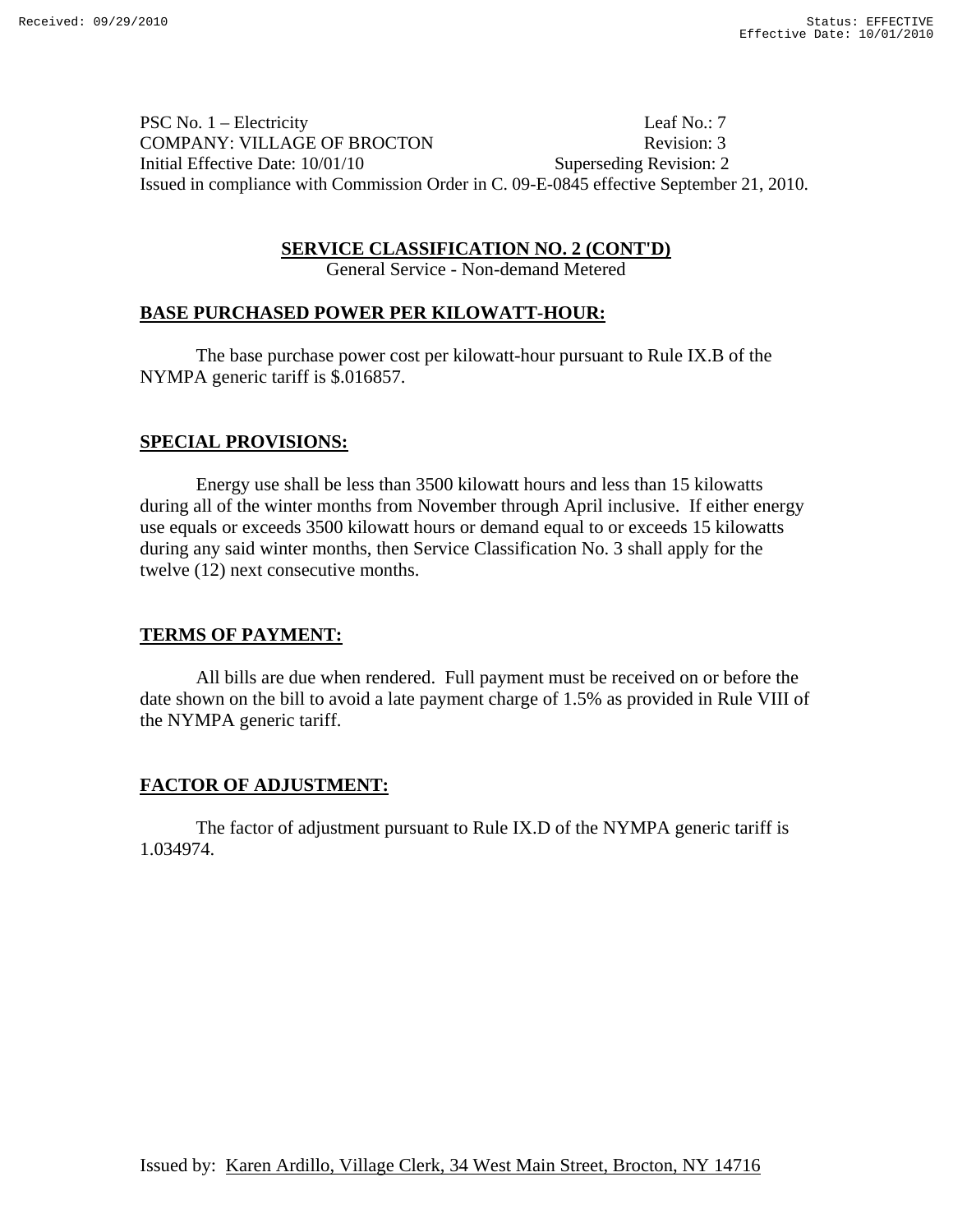PSC No. 1 – Electricity Leaf No.: 7
COMPANY: VILLAGE OF BROCTON Revision: 3
Initial Effective Date: 10/01/10 Superseding Revision: 2
Issued in compliance with Commission Order in C. 09-E-0845 effective September 21, 2010.

## SERVICE CLASSIFICATION NO. 2 (CONT'D)

General Service - Non-demand Metered

### BASE PURCHASED POWER PER KILOWATT-HOUR:

The base purchase power cost per kilowatt-hour pursuant to Rule IX.B of the NYMPA generic tariff is $.016857.

### SPECIAL PROVISIONS:

Energy use shall be less than 3500 kilowatt hours and less than 15 kilowatts during all of the winter months from November through April inclusive. If either energy use equals or exceeds 3500 kilowatt hours or demand equal to or exceeds 15 kilowatts during any said winter months, then Service Classification No. 3 shall apply for the twelve (12) next consecutive months.

### TERMS OF PAYMENT:

All bills are due when rendered. Full payment must be received on or before the date shown on the bill to avoid a late payment charge of 1.5% as provided in Rule VIII of the NYMPA generic tariff.

### FACTOR OF ADJUSTMENT:

The factor of adjustment pursuant to Rule IX.D of the NYMPA generic tariff is 1.034974.

Issued by: Karen Ardillo, Village Clerk, 34 West Main Street, Brocton, NY 14716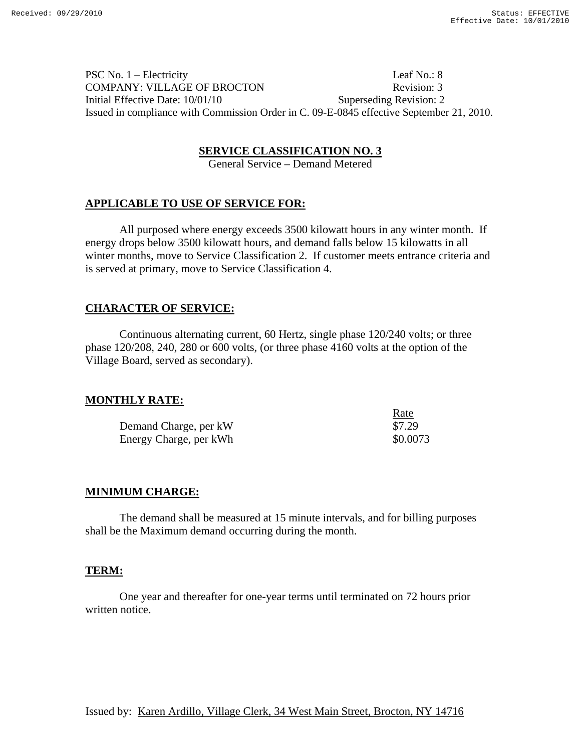PSC No. 1 – Electricity Leaf No.: 8
COMPANY: VILLAGE OF BROCTON Revision: 3
Initial Effective Date: 10/01/10 Superseding Revision: 2
Issued in compliance with Commission Order in C. 09-E-0845 effective September 21, 2010.

## SERVICE CLASSIFICATION NO. 3

General Service – Demand Metered

### APPLICABLE TO USE OF SERVICE FOR:

All purposed where energy exceeds 3500 kilowatt hours in any winter month. If energy drops below 3500 kilowatt hours, and demand falls below 15 kilowatts in all winter months, move to Service Classification 2. If customer meets entrance criteria and is served at primary, move to Service Classification 4.

### CHARACTER OF SERVICE:

Continuous alternating current, 60 Hertz, single phase 120/240 volts; or three phase 120/208, 240, 280 or 600 volts, (or three phase 4160 volts at the option of the Village Board, served as secondary).

### MONTHLY RATE:

| | Rate |
|---|---|
| Demand Charge, per kW | $7.29 |
| Energy Charge, per kWh | $0.0073 |

### MINIMUM CHARGE:

The demand shall be measured at 15 minute intervals, and for billing purposes shall be the Maximum demand occurring during the month.

### TERM:

One year and thereafter for one-year terms until terminated on 72 hours prior written notice.

Issued by: Karen Ardillo, Village Clerk, 34 West Main Street, Brocton, NY 14716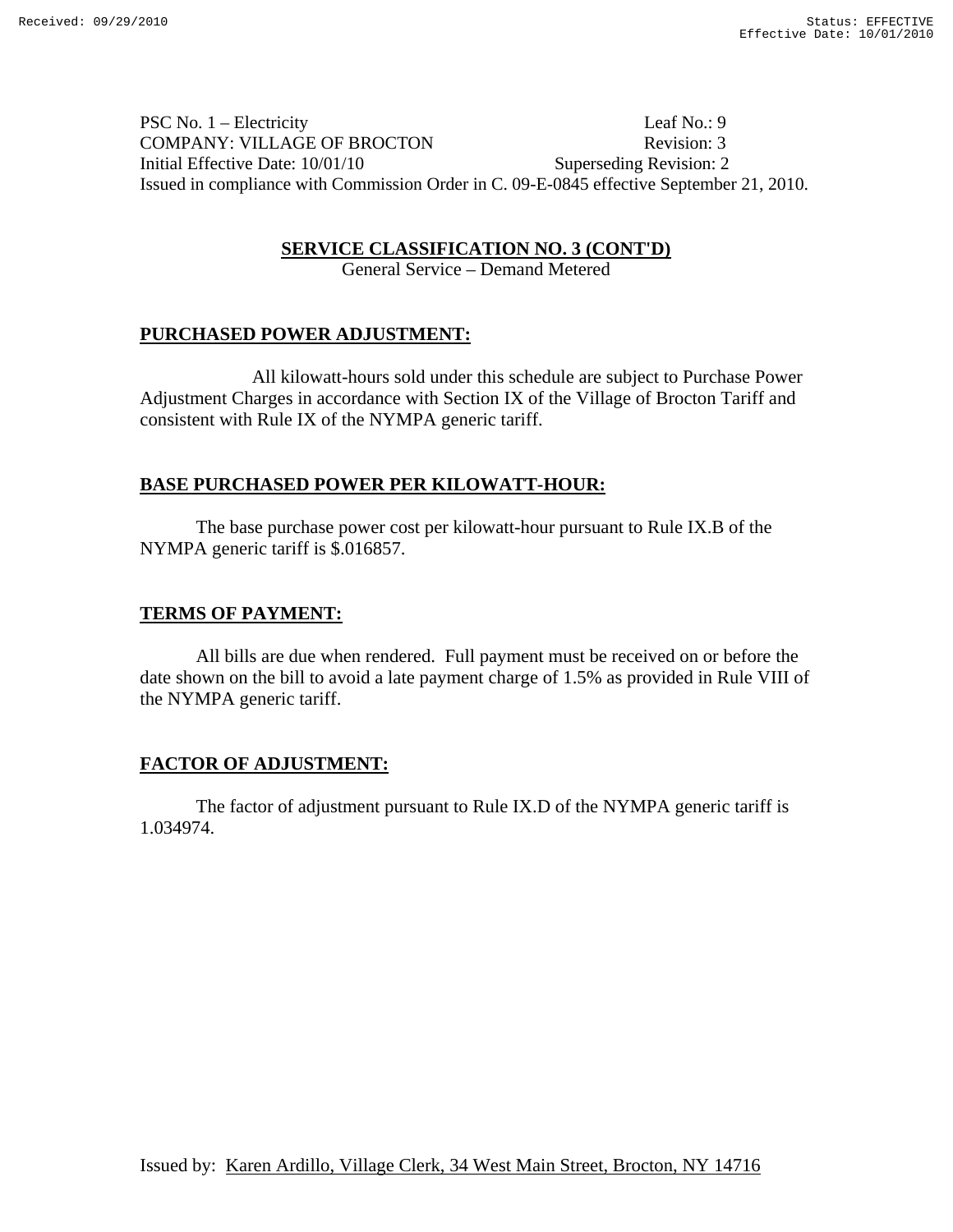PSC No. 1 – Electricity Leaf No.: 9
COMPANY: VILLAGE OF BROCTON Revision: 3
Initial Effective Date: 10/01/10 Superseding Revision: 2
Issued in compliance with Commission Order in C. 09-E-0845 effective September 21, 2010.

## SERVICE CLASSIFICATION NO. 3 (CONT'D)

General Service – Demand Metered

### PURCHASED POWER ADJUSTMENT:

All kilowatt-hours sold under this schedule are subject to Purchase Power Adjustment Charges in accordance with Section IX of the Village of Brocton Tariff and consistent with Rule IX of the NYMPA generic tariff.

### BASE PURCHASED POWER PER KILOWATT-HOUR:

The base purchase power cost per kilowatt-hour pursuant to Rule IX.B of the NYMPA generic tariff is $.016857.

### TERMS OF PAYMENT:

All bills are due when rendered. Full payment must be received on or before the date shown on the bill to avoid a late payment charge of 1.5% as provided in Rule VIII of the NYMPA generic tariff.

### FACTOR OF ADJUSTMENT:

The factor of adjustment pursuant to Rule IX.D of the NYMPA generic tariff is 1.034974.

Issued by: Karen Ardillo, Village Clerk, 34 West Main Street, Brocton, NY 14716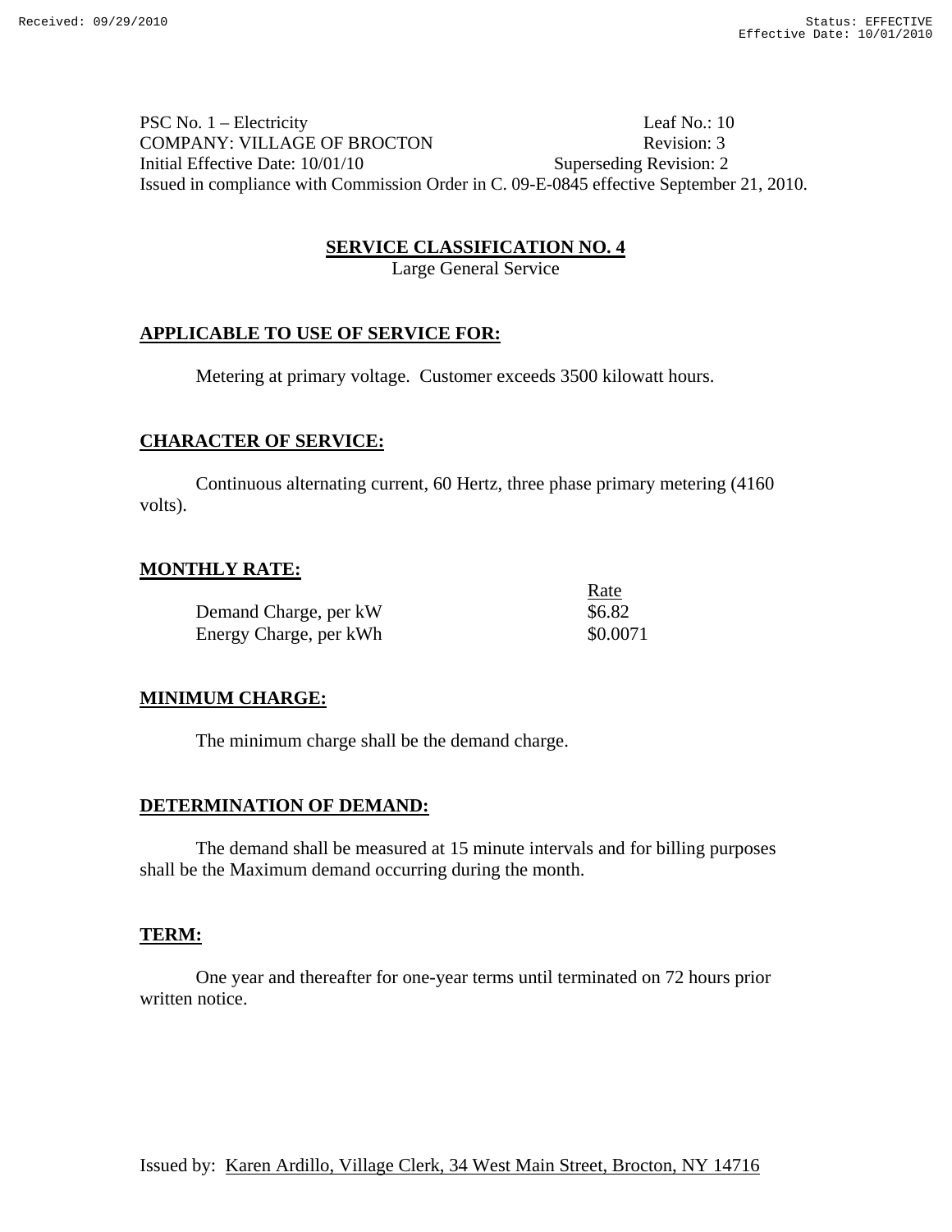PSC No. 1 – Electricity Leaf No.: 10
COMPANY: VILLAGE OF BROCTON Revision: 3
Initial Effective Date: 10/01/10 Superseding Revision: 2
Issued in compliance with Commission Order in C. 09-E-0845 effective September 21, 2010.

## SERVICE CLASSIFICATION NO. 4

Large General Service

### APPLICABLE TO USE OF SERVICE FOR:

Metering at primary voltage. Customer exceeds 3500 kilowatt hours.

### CHARACTER OF SERVICE:

Continuous alternating current, 60 Hertz, three phase primary metering (4160 volts).

### MONTHLY RATE:

| | Rate |
|---|---|
| Demand Charge, per kW | $6.82 |
| Energy Charge, per kWh | $0.0071 |

### MINIMUM CHARGE:

The minimum charge shall be the demand charge.

### DETERMINATION OF DEMAND:

The demand shall be measured at 15 minute intervals and for billing purposes shall be the Maximum demand occurring during the month.

### TERM:

One year and thereafter for one-year terms until terminated on 72 hours prior written notice.

Issued by: Karen Ardillo, Village Clerk, 34 West Main Street, Brocton, NY 14716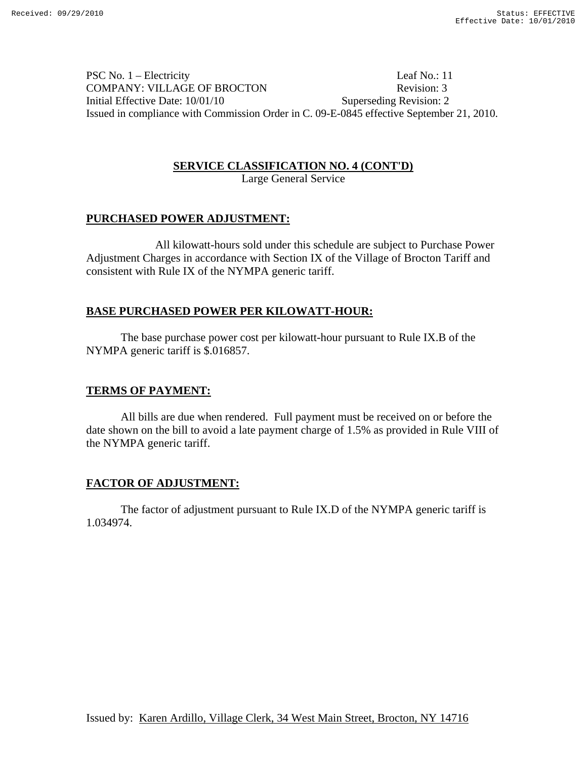PSC No. 1 – Electricity  Leaf No.: 11
COMPANY: VILLAGE OF BROCTON  Revision: 3
Initial Effective Date: 10/01/10  Superseding Revision: 2
Issued in compliance with Commission Order in C. 09-E-0845 effective September 21, 2010.

## SERVICE CLASSIFICATION NO. 4 (CONT'D)

Large General Service

### PURCHASED POWER ADJUSTMENT:

All kilowatt-hours sold under this schedule are subject to Purchase Power Adjustment Charges in accordance with Section IX of the Village of Brocton Tariff and consistent with Rule IX of the NYMPA generic tariff.

### BASE PURCHASED POWER PER KILOWATT-HOUR:

The base purchase power cost per kilowatt-hour pursuant to Rule IX.B of the NYMPA generic tariff is $.016857.

### TERMS OF PAYMENT:

All bills are due when rendered. Full payment must be received on or before the date shown on the bill to avoid a late payment charge of 1.5% as provided in Rule VIII of the NYMPA generic tariff.

### FACTOR OF ADJUSTMENT:

The factor of adjustment pursuant to Rule IX.D of the NYMPA generic tariff is 1.034974.

Issued by: Karen Ardillo, Village Clerk, 34 West Main Street, Brocton, NY 14716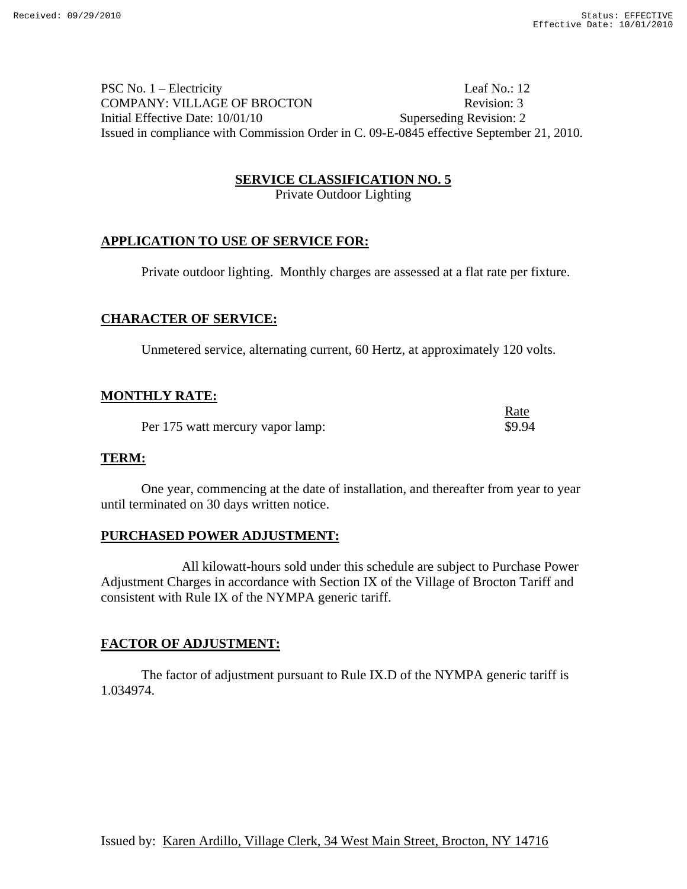PSC No. 1 – Electricity Leaf No.: 12
COMPANY: VILLAGE OF BROCTON Revision: 3
Initial Effective Date: 10/01/10 Superseding Revision: 2
Issued in compliance with Commission Order in C. 09-E-0845 effective September 21, 2010.

## SERVICE CLASSIFICATION NO. 5

Private Outdoor Lighting

### APPLICATION TO USE OF SERVICE FOR:

Private outdoor lighting. Monthly charges are assessed at a flat rate per fixture.

### CHARACTER OF SERVICE:

Unmetered service, alternating current, 60 Hertz, at approximately 120 volts.

### MONTHLY RATE:

| | Rate |
|---|---|
| Per 175 watt mercury vapor lamp: | $9.94 |

### TERM:

One year, commencing at the date of installation, and thereafter from year to year until terminated on 30 days written notice.

### PURCHASED POWER ADJUSTMENT:

All kilowatt-hours sold under this schedule are subject to Purchase Power Adjustment Charges in accordance with Section IX of the Village of Brocton Tariff and consistent with Rule IX of the NYMPA generic tariff.

### FACTOR OF ADJUSTMENT:

The factor of adjustment pursuant to Rule IX.D of the NYMPA generic tariff is 1.034974.

Issued by: Karen Ardillo, Village Clerk, 34 West Main Street, Brocton, NY 14716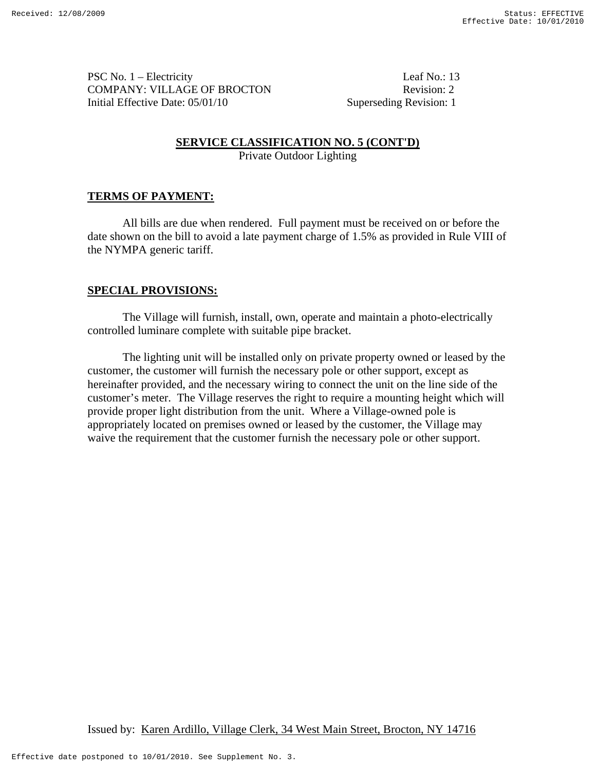PSC No. 1 – Electricity  
COMPANY: VILLAGE OF BROCTON  
Initial Effective Date: 05/01/10

Leaf No.: 13  
Revision: 2  
Superseding Revision: 1

## SERVICE CLASSIFICATION NO. 5 (CONT'D)

Private Outdoor Lighting

### TERMS OF PAYMENT:

All bills are due when rendered. Full payment must be received on or before the date shown on the bill to avoid a late payment charge of 1.5% as provided in Rule VIII of the NYMPA generic tariff.

### SPECIAL PROVISIONS:

The Village will furnish, install, own, operate and maintain a photo-electrically controlled luminare complete with suitable pipe bracket.

The lighting unit will be installed only on private property owned or leased by the customer, the customer will furnish the necessary pole or other support, except as hereinafter provided, and the necessary wiring to connect the unit on the line side of the customer's meter. The Village reserves the right to require a mounting height which will provide proper light distribution from the unit. Where a Village-owned pole is appropriately located on premises owned or leased by the customer, the Village may waive the requirement that the customer furnish the necessary pole or other support.

Issued by: Karen Ardillo, Village Clerk, 34 West Main Street, Brocton, NY 14716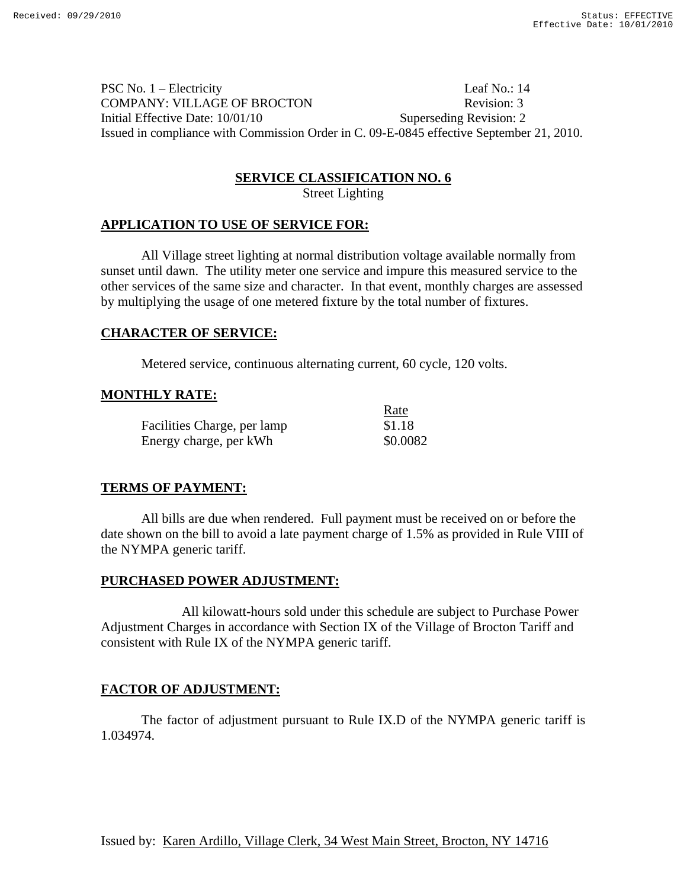PSC No. 1 – Electricity Leaf No.: 14
COMPANY: VILLAGE OF BROCTON Revision: 3
Initial Effective Date: 10/01/10 Superseding Revision: 2
Issued in compliance with Commission Order in C. 09-E-0845 effective September 21, 2010.

## SERVICE CLASSIFICATION NO. 6

Street Lighting

### APPLICATION TO USE OF SERVICE FOR:

All Village street lighting at normal distribution voltage available normally from sunset until dawn. The utility meter one service and impure this measured service to the other services of the same size and character. In that event, monthly charges are assessed by multiplying the usage of one metered fixture by the total number of fixtures.

### CHARACTER OF SERVICE:

Metered service, continuous alternating current, 60 cycle, 120 volts.

### MONTHLY RATE:

| | Rate |
|---|---|
| Facilities Charge, per lamp | $1.18 |
| Energy charge, per kWh | $0.0082 |

### TERMS OF PAYMENT:

All bills are due when rendered. Full payment must be received on or before the date shown on the bill to avoid a late payment charge of 1.5% as provided in Rule VIII of the NYMPA generic tariff.

### PURCHASED POWER ADJUSTMENT:

All kilowatt-hours sold under this schedule are subject to Purchase Power Adjustment Charges in accordance with Section IX of the Village of Brocton Tariff and consistent with Rule IX of the NYMPA generic tariff.

### FACTOR OF ADJUSTMENT:

The factor of adjustment pursuant to Rule IX.D of the NYMPA generic tariff is 1.034974.

Issued by: Karen Ardillo, Village Clerk, 34 West Main Street, Brocton, NY 14716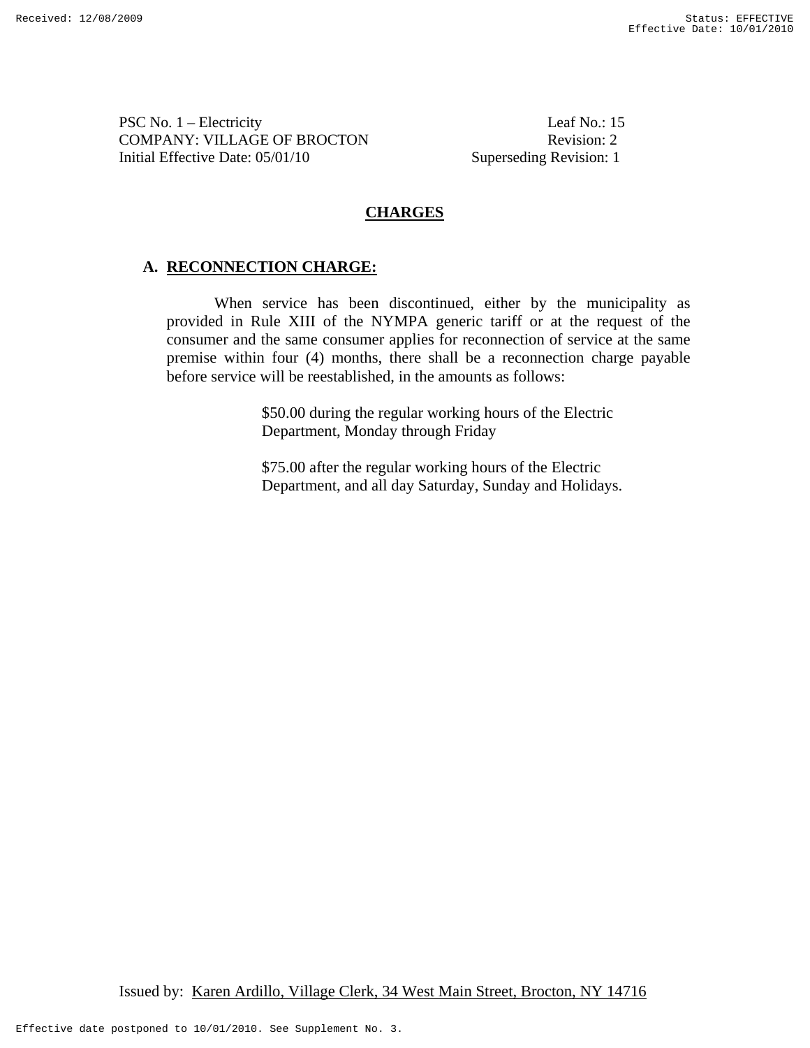PSC No. 1 – Electricity
COMPANY: VILLAGE OF BROCTON
Initial Effective Date: 05/01/10

Leaf No.: 15
Revision: 2
Superseding Revision: 1

## CHARGES

### A. RECONNECTION CHARGE:

When service has been discontinued, either by the municipality as provided in Rule XIII of the NYMPA generic tariff or at the request of the consumer and the same consumer applies for reconnection of service at the same premise within four (4) months, there shall be a reconnection charge payable before service will be reestablished, in the amounts as follows:

$50.00 during the regular working hours of the Electric Department, Monday through Friday

$75.00 after the regular working hours of the Electric Department, and all day Saturday, Sunday and Holidays.

Issued by: Karen Ardillo, Village Clerk, 34 West Main Street, Brocton, NY 14716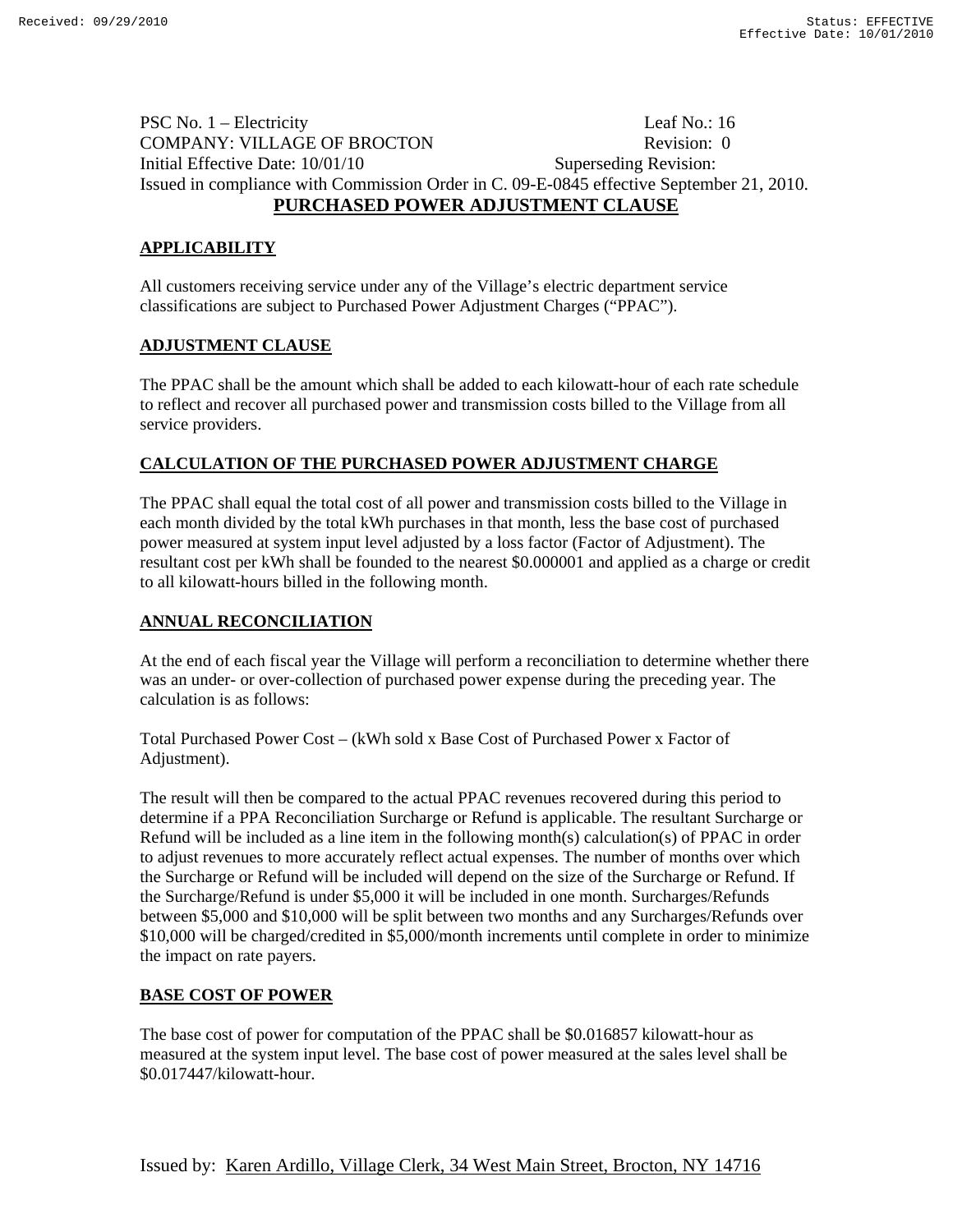PSC No. 1 – Electricity Leaf No.: 16
COMPANY: VILLAGE OF BROCTON Revision: 0
Initial Effective Date: 10/01/10 Superseding Revision:
Issued in compliance with Commission Order in C. 09-E-0845 effective September 21, 2010.

## PURCHASED POWER ADJUSTMENT CLAUSE

### APPLICABILITY

All customers receiving service under any of the Village's electric department service classifications are subject to Purchased Power Adjustment Charges ("PPAC").

### ADJUSTMENT CLAUSE

The PPAC shall be the amount which shall be added to each kilowatt-hour of each rate schedule to reflect and recover all purchased power and transmission costs billed to the Village from all service providers.

### CALCULATION OF THE PURCHASED POWER ADJUSTMENT CHARGE

The PPAC shall equal the total cost of all power and transmission costs billed to the Village in each month divided by the total kWh purchases in that month, less the base cost of purchased power measured at system input level adjusted by a loss factor (Factor of Adjustment). The resultant cost per kWh shall be founded to the nearest $0.000001 and applied as a charge or credit to all kilowatt-hours billed in the following month.

### ANNUAL RECONCILIATION

At the end of each fiscal year the Village will perform a reconciliation to determine whether there was an under- or over-collection of purchased power expense during the preceding year. The calculation is as follows:

Total Purchased Power Cost – (kWh sold x Base Cost of Purchased Power x Factor of Adjustment).

The result will then be compared to the actual PPAC revenues recovered during this period to determine if a PPA Reconciliation Surcharge or Refund is applicable. The resultant Surcharge or Refund will be included as a line item in the following month(s) calculation(s) of PPAC in order to adjust revenues to more accurately reflect actual expenses. The number of months over which the Surcharge or Refund will be included will depend on the size of the Surcharge or Refund. If the Surcharge/Refund is under $5,000 it will be included in one month. Surcharges/Refunds between $5,000 and $10,000 will be split between two months and any Surcharges/Refunds over $10,000 will be charged/credited in $5,000/month increments until complete in order to minimize the impact on rate payers.

### BASE COST OF POWER

The base cost of power for computation of the PPAC shall be $0.016857 kilowatt-hour as measured at the system input level. The base cost of power measured at the sales level shall be $0.017447/kilowatt-hour.

Issued by: Karen Ardillo, Village Clerk, 34 West Main Street, Brocton, NY 14716